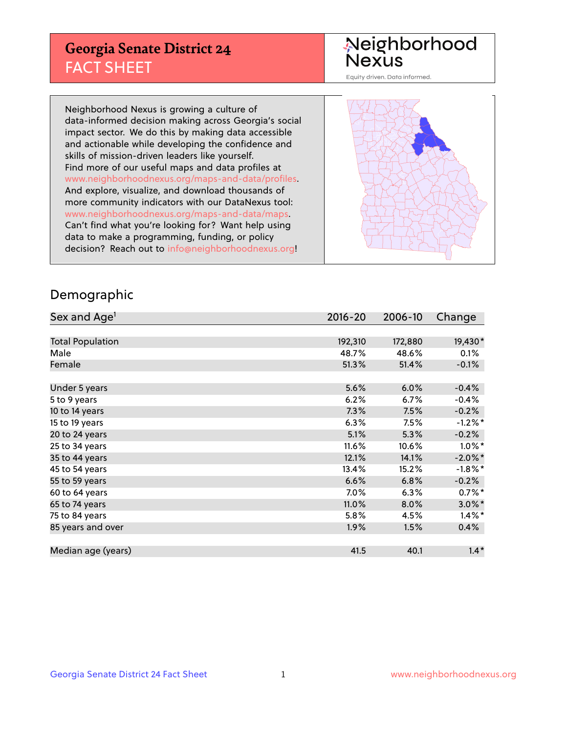# Georgia Senate District 24
## FACT SHEET

Neighborhood Nexus

Equity driven. Data informed.

Neighborhood Nexus is growing a culture of data-informed decision making across Georgia's social impact sector. We do this by making data accessible and actionable while developing the confidence and skills of mission-driven leaders like yourself. Find more of our useful maps and data profiles at www.neighborhoodnexus.org/maps-and-data/profiles. And explore, visualize, and download thousands of more community indicators with our DataNexus tool: www.neighborhoodnexus.org/maps-and-data/maps. Can't find what you're looking for? Want help using data to make a programming, funding, or policy decision? Reach out to info@neighborhoodnexus.org!

## Demographic

| Sex and Age[1] | 2016-20 | 2006-10 | Change |
|---|---|---|---|
| Total Population | 192,310 | 172,880 | 19,430* |
| Male | 48.7% | 48.6% | 0.1% |
| Female | 51.3% | 51.4% | -0.1% |
| | | | |
| Under 5 years | 5.6% | 6.0% | -0.4% |
| 5 to 9 years | 6.2% | 6.7% | -0.4% |
| 10 to 14 years | 7.3% | 7.5% | -0.2% |
| 15 to 19 years | 6.3% | 7.5% | -1.2%* |
| 20 to 24 years | 5.1% | 5.3% | -0.2% |
| 25 to 34 years | 11.6% | 10.6% | 1.0%* |
| 35 to 44 years | 12.1% | 14.1% | -2.0%* |
| 45 to 54 years | 13.4% | 15.2% | -1.8%* |
| 55 to 59 years | 6.6% | 6.8% | -0.2% |
| 60 to 64 years | 7.0% | 6.3% | 0.7%* |
| 65 to 74 years | 11.0% | 8.0% | 3.0%* |
| 75 to 84 years | 5.8% | 4.5% | 1.4%* |
| 85 years and over | 1.9% | 1.5% | 0.4% |
| | | | |
| Median age (years) | 41.5 | 40.1 | 1.4* |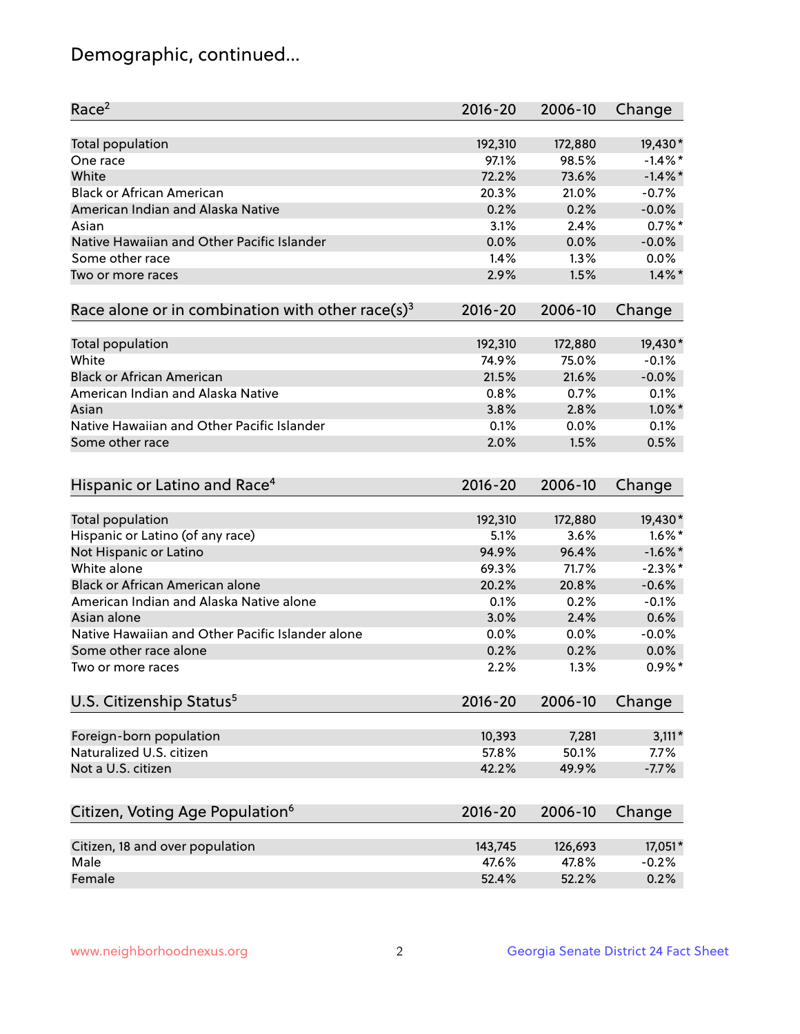## Demographic, continued...

| Race[2] | 2016-20 | 2006-10 | Change |
|---|---|---|---|
| Total population | 192,310 | 172,880 | 19,430* |
| One race | 97.1% | 98.5% | -1.4%* |
| White | 72.2% | 73.6% | -1.4%* |
| Black or African American | 20.3% | 21.0% | -0.7% |
| American Indian and Alaska Native | 0.2% | 0.2% | -0.0% |
| Asian | 3.1% | 2.4% | 0.7%* |
| Native Hawaiian and Other Pacific Islander | 0.0% | 0.0% | -0.0% |
| Some other race | 1.4% | 1.3% | 0.0% |
| Two or more races | 2.9% | 1.5% | 1.4%* |

| Race alone or in combination with other race(s)[3] | 2016-20 | 2006-10 | Change |
|---|---|---|---|
| Total population | 192,310 | 172,880 | 19,430* |
| White | 74.9% | 75.0% | -0.1% |
| Black or African American | 21.5% | 21.6% | -0.0% |
| American Indian and Alaska Native | 0.8% | 0.7% | 0.1% |
| Asian | 3.8% | 2.8% | 1.0%* |
| Native Hawaiian and Other Pacific Islander | 0.1% | 0.0% | 0.1% |
| Some other race | 2.0% | 1.5% | 0.5% |

| Hispanic or Latino and Race[4] | 2016-20 | 2006-10 | Change |
|---|---|---|---|
| Total population | 192,310 | 172,880 | 19,430* |
| Hispanic or Latino (of any race) | 5.1% | 3.6% | 1.6%* |
| Not Hispanic or Latino | 94.9% | 96.4% | -1.6%* |
| White alone | 69.3% | 71.7% | -2.3%* |
| Black or African American alone | 20.2% | 20.8% | -0.6% |
| American Indian and Alaska Native alone | 0.1% | 0.2% | -0.1% |
| Asian alone | 3.0% | 2.4% | 0.6% |
| Native Hawaiian and Other Pacific Islander alone | 0.0% | 0.0% | -0.0% |
| Some other race alone | 0.2% | 0.2% | 0.0% |
| Two or more races | 2.2% | 1.3% | 0.9%* |

| U.S. Citizenship Status[5] | 2016-20 | 2006-10 | Change |
|---|---|---|---|
| Foreign-born population | 10,393 | 7,281 | 3,111* |
| Naturalized U.S. citizen | 57.8% | 50.1% | 7.7% |
| Not a U.S. citizen | 42.2% | 49.9% | -7.7% |

| Citizen, Voting Age Population[6] | 2016-20 | 2006-10 | Change |
|---|---|---|---|
| Citizen, 18 and over population | 143,745 | 126,693 | 17,051* |
| Male | 47.6% | 47.8% | -0.2% |
| Female | 52.4% | 52.2% | 0.2% |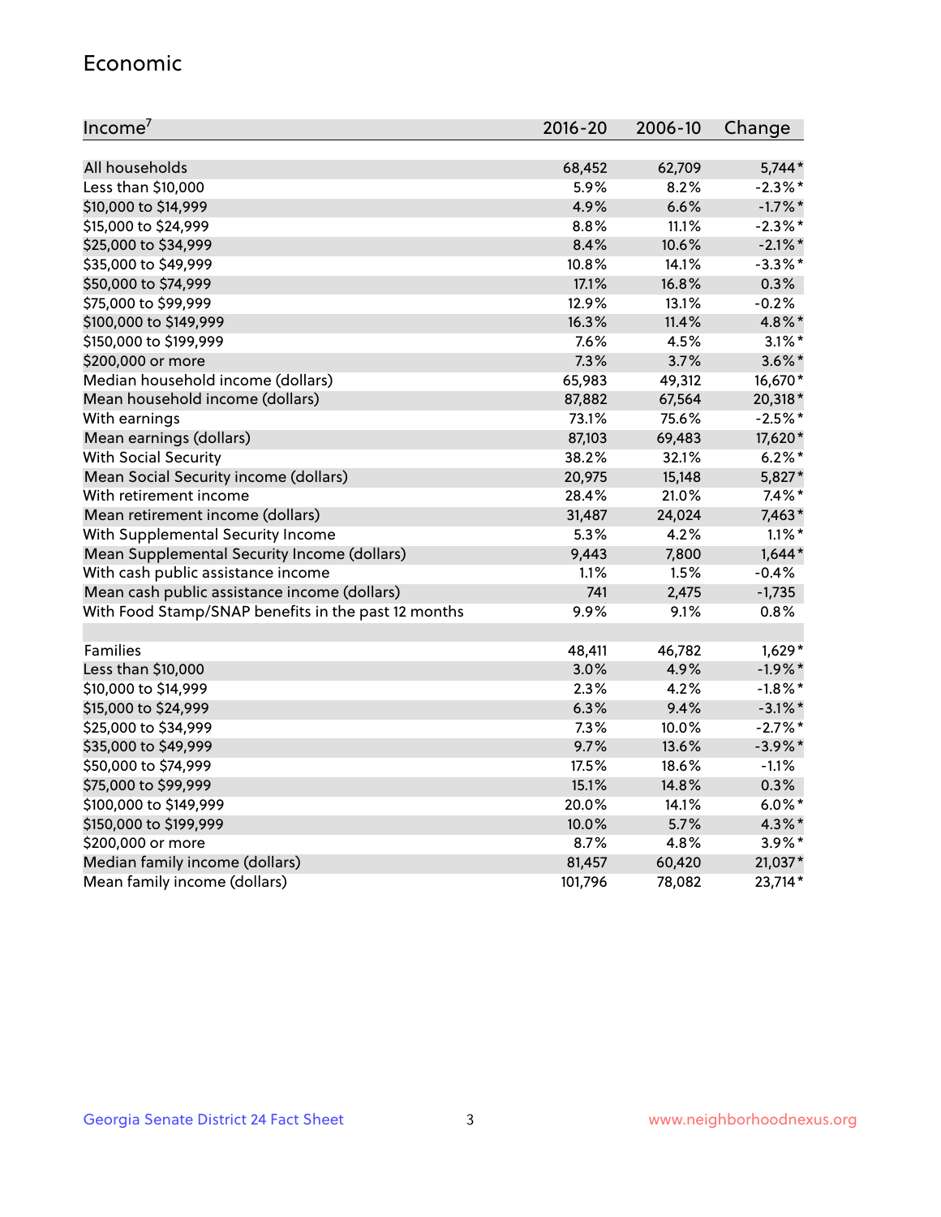## Economic

| Income[7] | 2016-20 | 2006-10 | Change |
|---|---|---|---|
| All households | 68,452 | 62,709 | 5,744* |
| Less than $10,000 | 5.9% | 8.2% | -2.3%* |
| $10,000 to $14,999 | 4.9% | 6.6% | -1.7%* |
| $15,000 to $24,999 | 8.8% | 11.1% | -2.3%* |
| $25,000 to $34,999 | 8.4% | 10.6% | -2.1%* |
| $35,000 to $49,999 | 10.8% | 14.1% | -3.3%* |
| $50,000 to $74,999 | 17.1% | 16.8% | 0.3% |
| $75,000 to $99,999 | 12.9% | 13.1% | -0.2% |
| $100,000 to $149,999 | 16.3% | 11.4% | 4.8%* |
| $150,000 to $199,999 | 7.6% | 4.5% | 3.1%* |
| $200,000 or more | 7.3% | 3.7% | 3.6%* |
| Median household income (dollars) | 65,983 | 49,312 | 16,670* |
| Mean household income (dollars) | 87,882 | 67,564 | 20,318* |
| With earnings | 73.1% | 75.6% | -2.5%* |
| Mean earnings (dollars) | 87,103 | 69,483 | 17,620* |
| With Social Security | 38.2% | 32.1% | 6.2%* |
| Mean Social Security income (dollars) | 20,975 | 15,148 | 5,827* |
| With retirement income | 28.4% | 21.0% | 7.4%* |
| Mean retirement income (dollars) | 31,487 | 24,024 | 7,463* |
| With Supplemental Security Income | 5.3% | 4.2% | 1.1%* |
| Mean Supplemental Security Income (dollars) | 9,443 | 7,800 | 1,644* |
| With cash public assistance income | 1.1% | 1.5% | -0.4% |
| Mean cash public assistance income (dollars) | 741 | 2,475 | -1,735 |
| With Food Stamp/SNAP benefits in the past 12 months | 9.9% | 9.1% | 0.8% |
| | | | |
| Families | 48,411 | 46,782 | 1,629* |
| Less than $10,000 | 3.0% | 4.9% | -1.9%* |
| $10,000 to $14,999 | 2.3% | 4.2% | -1.8%* |
| $15,000 to $24,999 | 6.3% | 9.4% | -3.1%* |
| $25,000 to $34,999 | 7.3% | 10.0% | -2.7%* |
| $35,000 to $49,999 | 9.7% | 13.6% | -3.9%* |
| $50,000 to $74,999 | 17.5% | 18.6% | -1.1% |
| $75,000 to $99,999 | 15.1% | 14.8% | 0.3% |
| $100,000 to $149,999 | 20.0% | 14.1% | 6.0%* |
| $150,000 to $199,999 | 10.0% | 5.7% | 4.3%* |
| $200,000 or more | 8.7% | 4.8% | 3.9%* |
| Median family income (dollars) | 81,457 | 60,420 | 21,037* |
| Mean family income (dollars) | 101,796 | 78,082 | 23,714* |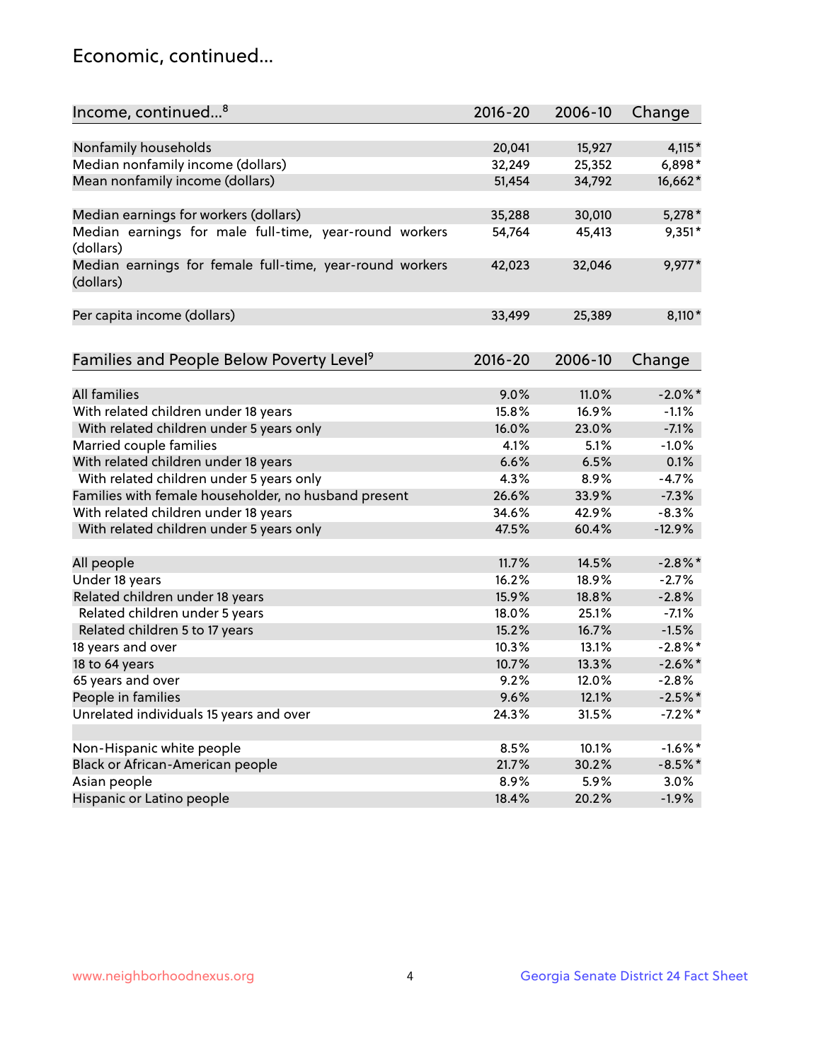## Economic, continued...

| Income, continued...[8] | 2016-20 | 2006-10 | Change |
|---|---|---|---|
| Nonfamily households | 20,041 | 15,927 | 4,115* |
| Median nonfamily income (dollars) | 32,249 | 25,352 | 6,898* |
| Mean nonfamily income (dollars) | 51,454 | 34,792 | 16,662* |
| Median earnings for workers (dollars) | 35,288 | 30,010 | 5,278* |
| Median earnings for male full-time, year-round workers (dollars) | 54,764 | 45,413 | 9,351* |
| Median earnings for female full-time, year-round workers (dollars) | 42,023 | 32,046 | 9,977* |
| Per capita income (dollars) | 33,499 | 25,389 | 8,110* |

| Families and People Below Poverty Level[9] | 2016-20 | 2006-10 | Change |
|---|---|---|---|
| All families | 9.0% | 11.0% | -2.0%* |
| With related children under 18 years | 15.8% | 16.9% | -1.1% |
| With related children under 5 years only | 16.0% | 23.0% | -7.1% |
| Married couple families | 4.1% | 5.1% | -1.0% |
| With related children under 18 years | 6.6% | 6.5% | 0.1% |
| With related children under 5 years only | 4.3% | 8.9% | -4.7% |
| Families with female householder, no husband present | 26.6% | 33.9% | -7.3% |
| With related children under 18 years | 34.6% | 42.9% | -8.3% |
| With related children under 5 years only | 47.5% | 60.4% | -12.9% |
| All people | 11.7% | 14.5% | -2.8%* |
| Under 18 years | 16.2% | 18.9% | -2.7% |
| Related children under 18 years | 15.9% | 18.8% | -2.8% |
| Related children under 5 years | 18.0% | 25.1% | -7.1% |
| Related children 5 to 17 years | 15.2% | 16.7% | -1.5% |
| 18 years and over | 10.3% | 13.1% | -2.8%* |
| 18 to 64 years | 10.7% | 13.3% | -2.6%* |
| 65 years and over | 9.2% | 12.0% | -2.8% |
| People in families | 9.6% | 12.1% | -2.5%* |
| Unrelated individuals 15 years and over | 24.3% | 31.5% | -7.2%* |
| Non-Hispanic white people | 8.5% | 10.1% | -1.6%* |
| Black or African-American people | 21.7% | 30.2% | -8.5%* |
| Asian people | 8.9% | 5.9% | 3.0% |
| Hispanic or Latino people | 18.4% | 20.2% | -1.9% |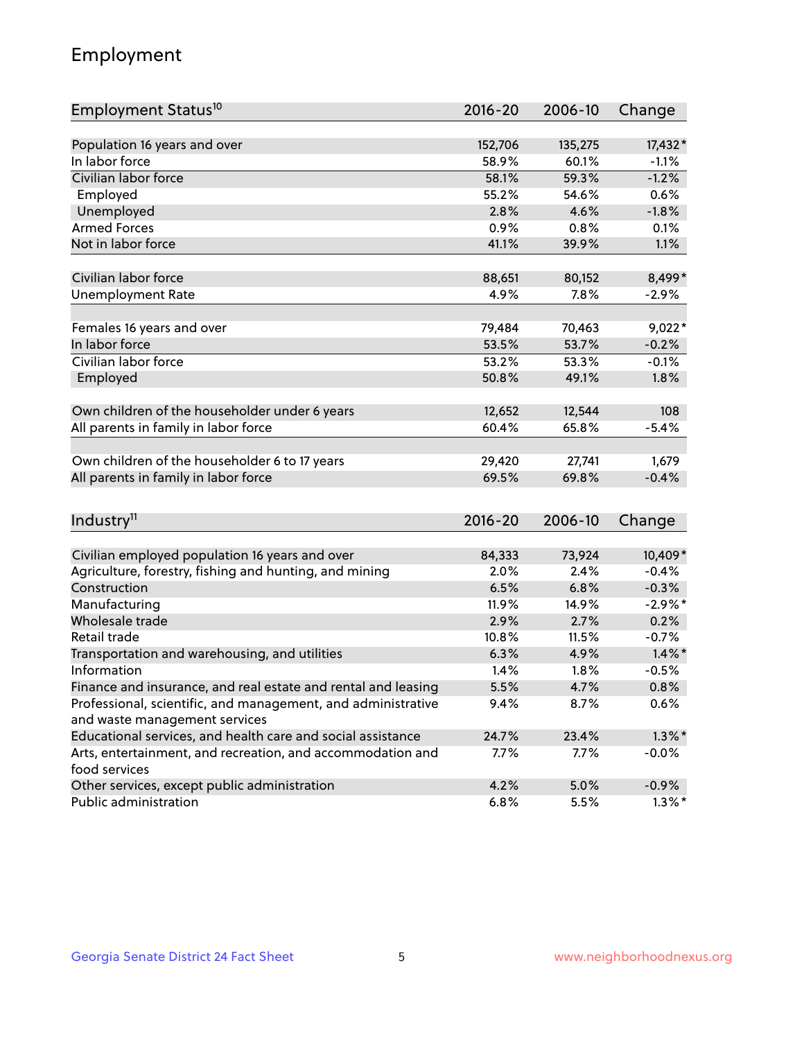# Employment

| Employment Status[10] | 2016-20 | 2006-10 | Change |
|---|---|---|---|
| Population 16 years and over | 152,706 | 135,275 | 17,432* |
| In labor force | 58.9% | 60.1% | -1.1% |
| Civilian labor force | 58.1% | 59.3% | -1.2% |
| Employed | 55.2% | 54.6% | 0.6% |
| Unemployed | 2.8% | 4.6% | -1.8% |
| Armed Forces | 0.9% | 0.8% | 0.1% |
| Not in labor force | 41.1% | 39.9% | 1.1% |
| | | | |
| Civilian labor force | 88,651 | 80,152 | 8,499* |
| Unemployment Rate | 4.9% | 7.8% | -2.9% |
| | | | |
| Females 16 years and over | 79,484 | 70,463 | 9,022* |
| In labor force | 53.5% | 53.7% | -0.2% |
| Civilian labor force | 53.2% | 53.3% | -0.1% |
| Employed | 50.8% | 49.1% | 1.8% |
| | | | |
| Own children of the householder under 6 years | 12,652 | 12,544 | 108 |
| All parents in family in labor force | 60.4% | 65.8% | -5.4% |
| | | | |
| Own children of the householder 6 to 17 years | 29,420 | 27,741 | 1,679 |
| All parents in family in labor force | 69.5% | 69.8% | -0.4% |

| Industry[11] | 2016-20 | 2006-10 | Change |
|---|---|---|---|
| Civilian employed population 16 years and over | 84,333 | 73,924 | 10,409* |
| Agriculture, forestry, fishing and hunting, and mining | 2.0% | 2.4% | -0.4% |
| Construction | 6.5% | 6.8% | -0.3% |
| Manufacturing | 11.9% | 14.9% | -2.9%* |
| Wholesale trade | 2.9% | 2.7% | 0.2% |
| Retail trade | 10.8% | 11.5% | -0.7% |
| Transportation and warehousing, and utilities | 6.3% | 4.9% | 1.4%* |
| Information | 1.4% | 1.8% | -0.5% |
| Finance and insurance, and real estate and rental and leasing | 5.5% | 4.7% | 0.8% |
| Professional, scientific, and management, and administrative and waste management services | 9.4% | 8.7% | 0.6% |
| Educational services, and health care and social assistance | 24.7% | 23.4% | 1.3%* |
| Arts, entertainment, and recreation, and accommodation and food services | 7.7% | 7.7% | -0.0% |
| Other services, except public administration | 4.2% | 5.0% | -0.9% |
| Public administration | 6.8% | 5.5% | 1.3%* |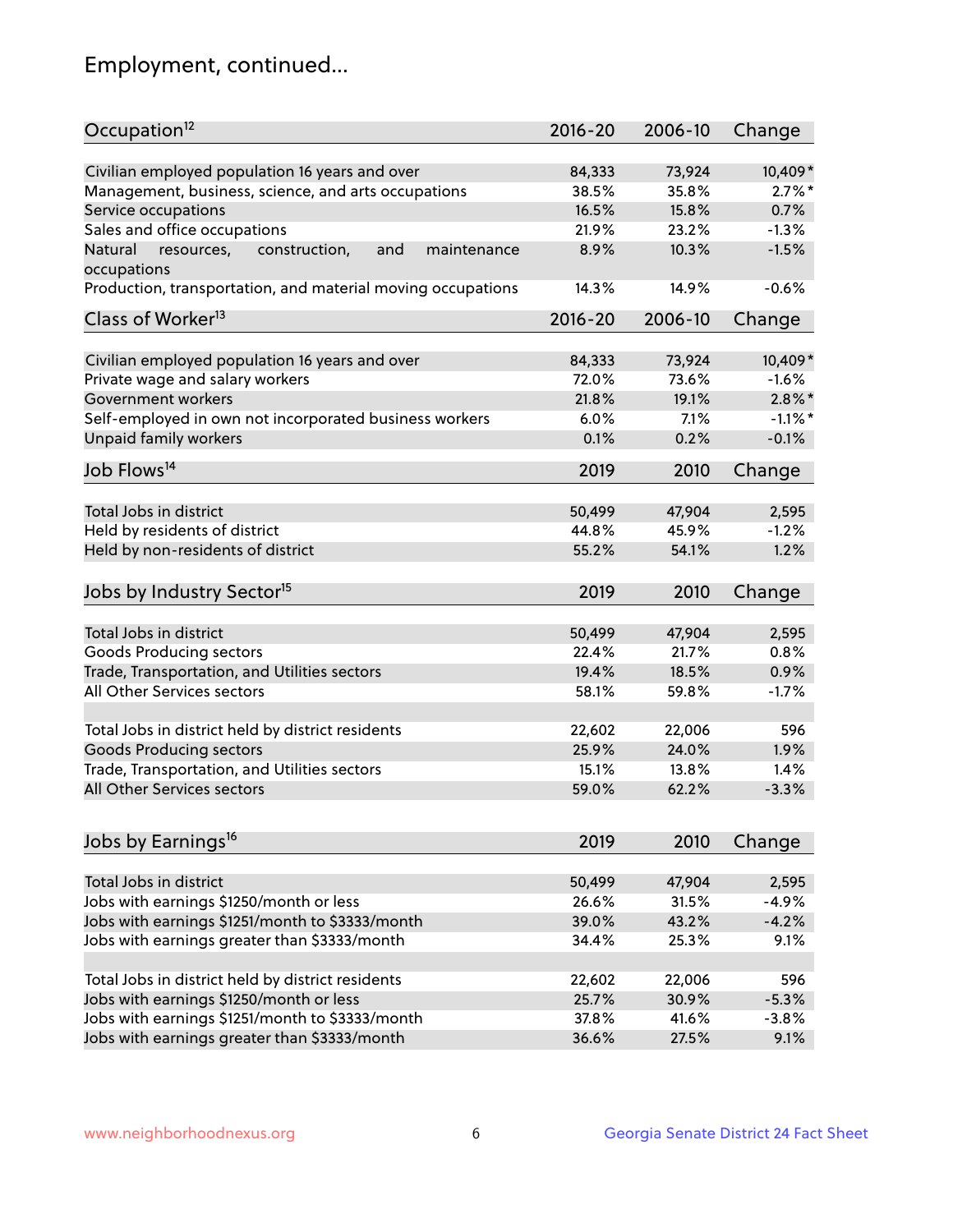## Employment, continued...

| Occupation[12] | 2016-20 | 2006-10 | Change |
|---|---|---|---|
| Civilian employed population 16 years and over | 84,333 | 73,924 | 10,409* |
| Management, business, science, and arts occupations | 38.5% | 35.8% | 2.7%* |
| Service occupations | 16.5% | 15.8% | 0.7% |
| Sales and office occupations | 21.9% | 23.2% | -1.3% |
| Natural resources, construction, and maintenance occupations | 8.9% | 10.3% | -1.5% |
| Production, transportation, and material moving occupations | 14.3% | 14.9% | -0.6% |

| Class of Worker[13] | 2016-20 | 2006-10 | Change |
|---|---|---|---|
| Civilian employed population 16 years and over | 84,333 | 73,924 | 10,409* |
| Private wage and salary workers | 72.0% | 73.6% | -1.6% |
| Government workers | 21.8% | 19.1% | 2.8%* |
| Self-employed in own not incorporated business workers | 6.0% | 7.1% | -1.1%* |
| Unpaid family workers | 0.1% | 0.2% | -0.1% |

| Job Flows[14] | 2019 | 2010 | Change |
|---|---|---|---|
| Total Jobs in district | 50,499 | 47,904 | 2,595 |
| Held by residents of district | 44.8% | 45.9% | -1.2% |
| Held by non-residents of district | 55.2% | 54.1% | 1.2% |

| Jobs by Industry Sector[15] | 2019 | 2010 | Change |
|---|---|---|---|
| Total Jobs in district | 50,499 | 47,904 | 2,595 |
| Goods Producing sectors | 22.4% | 21.7% | 0.8% |
| Trade, Transportation, and Utilities sectors | 19.4% | 18.5% | 0.9% |
| All Other Services sectors | 58.1% | 59.8% | -1.7% |
| | | | |
| Total Jobs in district held by district residents | 22,602 | 22,006 | 596 |
| Goods Producing sectors | 25.9% | 24.0% | 1.9% |
| Trade, Transportation, and Utilities sectors | 15.1% | 13.8% | 1.4% |
| All Other Services sectors | 59.0% | 62.2% | -3.3% |

| Jobs by Earnings[16] | 2019 | 2010 | Change |
|---|---|---|---|
| Total Jobs in district | 50,499 | 47,904 | 2,595 |
| Jobs with earnings $1250/month or less | 26.6% | 31.5% | -4.9% |
| Jobs with earnings $1251/month to $3333/month | 39.0% | 43.2% | -4.2% |
| Jobs with earnings greater than $3333/month | 34.4% | 25.3% | 9.1% |
| | | | |
| Total Jobs in district held by district residents | 22,602 | 22,006 | 596 |
| Jobs with earnings $1250/month or less | 25.7% | 30.9% | -5.3% |
| Jobs with earnings $1251/month to $3333/month | 37.8% | 41.6% | -3.8% |
| Jobs with earnings greater than $3333/month | 36.6% | 27.5% | 9.1% |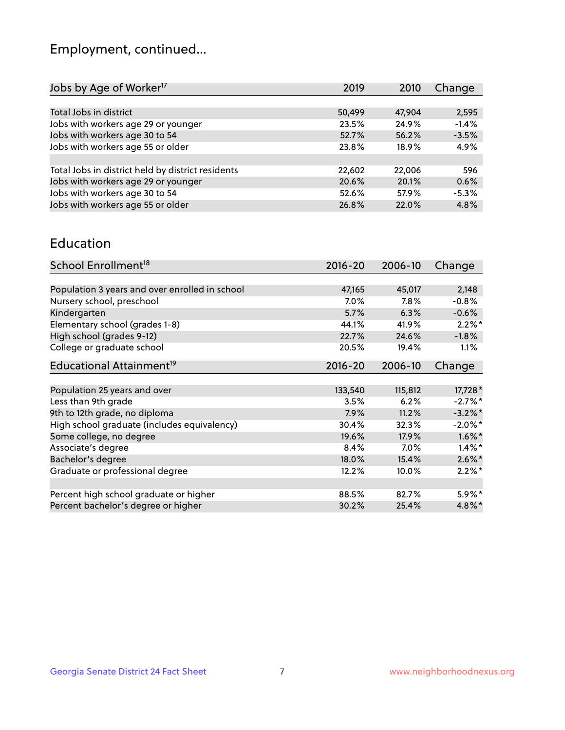# Employment, continued...

| Jobs by Age of Worker[17] | 2019 | 2010 | Change |
|---|---|---|---|
| Total Jobs in district | 50,499 | 47,904 | 2,595 |
| Jobs with workers age 29 or younger | 23.5% | 24.9% | -1.4% |
| Jobs with workers age 30 to 54 | 52.7% | 56.2% | -3.5% |
| Jobs with workers age 55 or older | 23.8% | 18.9% | 4.9% |
| | | | |
| Total Jobs in district held by district residents | 22,602 | 22,006 | 596 |
| Jobs with workers age 29 or younger | 20.6% | 20.1% | 0.6% |
| Jobs with workers age 30 to 54 | 52.6% | 57.9% | -5.3% |
| Jobs with workers age 55 or older | 26.8% | 22.0% | 4.8% |

## Education

| School Enrollment[18] | 2016-20 | 2006-10 | Change |
|---|---|---|---|
| Population 3 years and over enrolled in school | 47,165 | 45,017 | 2,148 |
| Nursery school, preschool | 7.0% | 7.8% | -0.8% |
| Kindergarten | 5.7% | 6.3% | -0.6% |
| Elementary school (grades 1-8) | 44.1% | 41.9% | 2.2%* |
| High school (grades 9-12) | 22.7% | 24.6% | -1.8% |
| College or graduate school | 20.5% | 19.4% | 1.1% |

| Educational Attainment[19] | 2016-20 | 2006-10 | Change |
|---|---|---|---|
| Population 25 years and over | 133,540 | 115,812 | 17,728* |
| Less than 9th grade | 3.5% | 6.2% | -2.7%* |
| 9th to 12th grade, no diploma | 7.9% | 11.2% | -3.2%* |
| High school graduate (includes equivalency) | 30.4% | 32.3% | -2.0%* |
| Some college, no degree | 19.6% | 17.9% | 1.6%* |
| Associate's degree | 8.4% | 7.0% | 1.4%* |
| Bachelor's degree | 18.0% | 15.4% | 2.6%* |
| Graduate or professional degree | 12.2% | 10.0% | 2.2%* |
| | | | |
| Percent high school graduate or higher | 88.5% | 82.7% | 5.9%* |
| Percent bachelor's degree or higher | 30.2% | 25.4% | 4.8%* |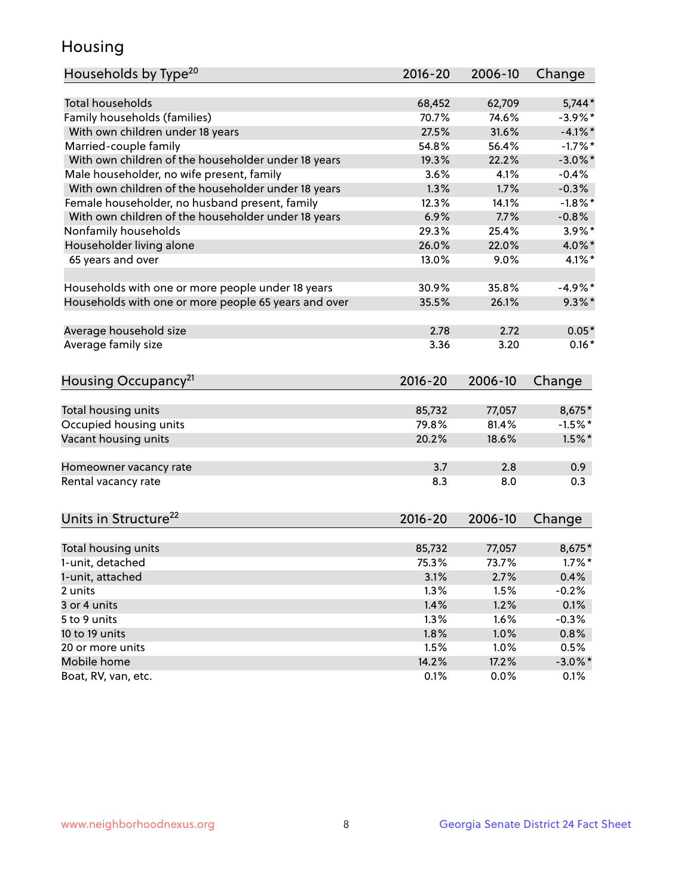# Housing

| Households by Type[20] | 2016-20 | 2006-10 | Change |
|---|---|---|---|
| Total households | 68,452 | 62,709 | 5,744* |
| Family households (families) | 70.7% | 74.6% | -3.9%* |
| With own children under 18 years | 27.5% | 31.6% | -4.1%* |
| Married-couple family | 54.8% | 56.4% | -1.7%* |
| With own children of the householder under 18 years | 19.3% | 22.2% | -3.0%* |
| Male householder, no wife present, family | 3.6% | 4.1% | -0.4% |
| With own children of the householder under 18 years | 1.3% | 1.7% | -0.3% |
| Female householder, no husband present, family | 12.3% | 14.1% | -1.8%* |
| With own children of the householder under 18 years | 6.9% | 7.7% | -0.8% |
| Nonfamily households | 29.3% | 25.4% | 3.9%* |
| Householder living alone | 26.0% | 22.0% | 4.0%* |
| 65 years and over | 13.0% | 9.0% | 4.1%* |
| | | | |
| Households with one or more people under 18 years | 30.9% | 35.8% | -4.9%* |
| Households with one or more people 65 years and over | 35.5% | 26.1% | 9.3%* |
| | | | |
| Average household size | 2.78 | 2.72 | 0.05* |
| Average family size | 3.36 | 3.20 | 0.16* |

| Housing Occupancy[21] | 2016-20 | 2006-10 | Change |
|---|---|---|---|
| Total housing units | 85,732 | 77,057 | 8,675* |
| Occupied housing units | 79.8% | 81.4% | -1.5%* |
| Vacant housing units | 20.2% | 18.6% | 1.5%* |
| | | | |
| Homeowner vacancy rate | 3.7 | 2.8 | 0.9 |
| Rental vacancy rate | 8.3 | 8.0 | 0.3 |

| Units in Structure[22] | 2016-20 | 2006-10 | Change |
|---|---|---|---|
| Total housing units | 85,732 | 77,057 | 8,675* |
| 1-unit, detached | 75.3% | 73.7% | 1.7%* |
| 1-unit, attached | 3.1% | 2.7% | 0.4% |
| 2 units | 1.3% | 1.5% | -0.2% |
| 3 or 4 units | 1.4% | 1.2% | 0.1% |
| 5 to 9 units | 1.3% | 1.6% | -0.3% |
| 10 to 19 units | 1.8% | 1.0% | 0.8% |
| 20 or more units | 1.5% | 1.0% | 0.5% |
| Mobile home | 14.2% | 17.2% | -3.0%* |
| Boat, RV, van, etc. | 0.1% | 0.0% | 0.1% |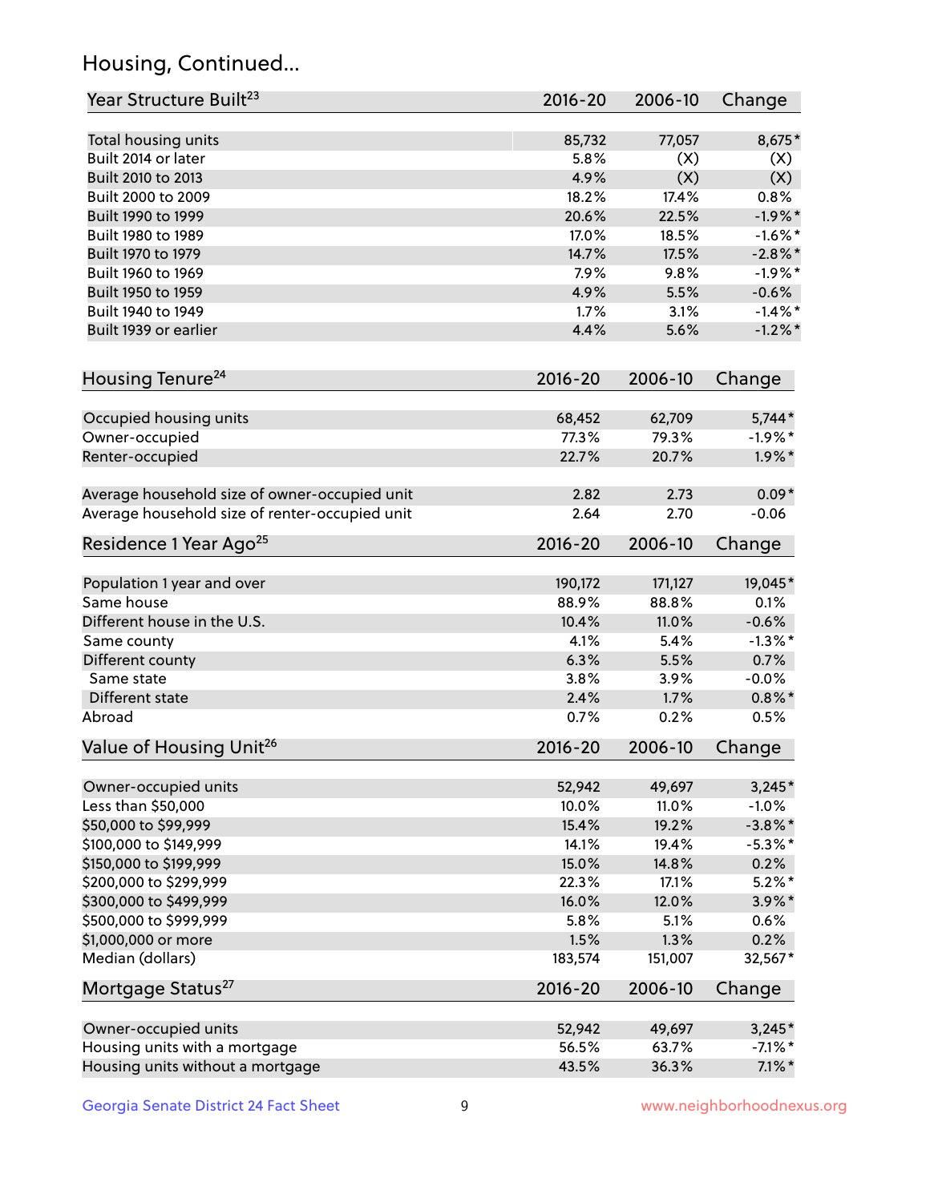## Housing, Continued...

| Year Structure Built[23] | 2016-20 | 2006-10 | Change |
|---|---|---|---|
| Total housing units | 85,732 | 77,057 | 8,675* |
| Built 2014 or later | 5.8% | (X) | (X) |
| Built 2010 to 2013 | 4.9% | (X) | (X) |
| Built 2000 to 2009 | 18.2% | 17.4% | 0.8% |
| Built 1990 to 1999 | 20.6% | 22.5% | -1.9%* |
| Built 1980 to 1989 | 17.0% | 18.5% | -1.6%* |
| Built 1970 to 1979 | 14.7% | 17.5% | -2.8%* |
| Built 1960 to 1969 | 7.9% | 9.8% | -1.9%* |
| Built 1950 to 1959 | 4.9% | 5.5% | -0.6% |
| Built 1940 to 1949 | 1.7% | 3.1% | -1.4%* |
| Built 1939 or earlier | 4.4% | 5.6% | -1.2%* |

| Housing Tenure[24] | 2016-20 | 2006-10 | Change |
|---|---|---|---|
| Occupied housing units | 68,452 | 62,709 | 5,744* |
| Owner-occupied | 77.3% | 79.3% | -1.9%* |
| Renter-occupied | 22.7% | 20.7% | 1.9%* |
| Average household size of owner-occupied unit | 2.82 | 2.73 | 0.09* |
| Average household size of renter-occupied unit | 2.64 | 2.70 | -0.06 |

| Residence 1 Year Ago[25] | 2016-20 | 2006-10 | Change |
|---|---|---|---|
| Population 1 year and over | 190,172 | 171,127 | 19,045* |
| Same house | 88.9% | 88.8% | 0.1% |
| Different house in the U.S. | 10.4% | 11.0% | -0.6% |
| Same county | 4.1% | 5.4% | -1.3%* |
| Different county | 6.3% | 5.5% | 0.7% |
| Same state | 3.8% | 3.9% | -0.0% |
| Different state | 2.4% | 1.7% | 0.8%* |
| Abroad | 0.7% | 0.2% | 0.5% |

| Value of Housing Unit[26] | 2016-20 | 2006-10 | Change |
|---|---|---|---|
| Owner-occupied units | 52,942 | 49,697 | 3,245* |
| Less than $50,000 | 10.0% | 11.0% | -1.0% |
| $50,000 to $99,999 | 15.4% | 19.2% | -3.8%* |
| $100,000 to $149,999 | 14.1% | 19.4% | -5.3%* |
| $150,000 to $199,999 | 15.0% | 14.8% | 0.2% |
| $200,000 to $299,999 | 22.3% | 17.1% | 5.2%* |
| $300,000 to $499,999 | 16.0% | 12.0% | 3.9%* |
| $500,000 to $999,999 | 5.8% | 5.1% | 0.6% |
| $1,000,000 or more | 1.5% | 1.3% | 0.2% |
| Median (dollars) | 183,574 | 151,007 | 32,567* |

| Mortgage Status[27] | 2016-20 | 2006-10 | Change |
|---|---|---|---|
| Owner-occupied units | 52,942 | 49,697 | 3,245* |
| Housing units with a mortgage | 56.5% | 63.7% | -7.1%* |
| Housing units without a mortgage | 43.5% | 36.3% | 7.1%* |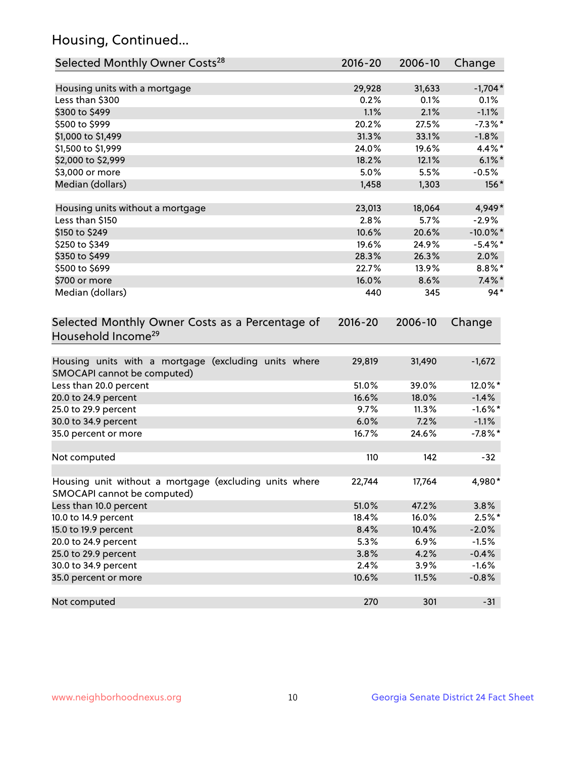# Housing, Continued...

| Selected Monthly Owner Costs[28] | 2016-20 | 2006-10 | Change |
|---|---|---|---|
| Housing units with a mortgage | 29,928 | 31,633 | -1,704* |
| Less than $300 | 0.2% | 0.1% | 0.1% |
| $300 to $499 | 1.1% | 2.1% | -1.1% |
| $500 to $999 | 20.2% | 27.5% | -7.3%* |
| $1,000 to $1,499 | 31.3% | 33.1% | -1.8% |
| $1,500 to $1,999 | 24.0% | 19.6% | 4.4%* |
| $2,000 to $2,999 | 18.2% | 12.1% | 6.1%* |
| $3,000 or more | 5.0% | 5.5% | -0.5% |
| Median (dollars) | 1,458 | 1,303 | 156* |
| | | | |
| Housing units without a mortgage | 23,013 | 18,064 | 4,949* |
| Less than $150 | 2.8% | 5.7% | -2.9% |
| $150 to $249 | 10.6% | 20.6% | -10.0%* |
| $250 to $349 | 19.6% | 24.9% | -5.4%* |
| $350 to $499 | 28.3% | 26.3% | 2.0% |
| $500 to $699 | 22.7% | 13.9% | 8.8%* |
| $700 or more | 16.0% | 8.6% | 7.4%* |
| Median (dollars) | 440 | 345 | 94* |

| Selected Monthly Owner Costs as a Percentage of Household Income[29] | 2016-20 | 2006-10 | Change |
|---|---|---|---|
| Housing units with a mortgage (excluding units where SMOCAPI cannot be computed) | 29,819 | 31,490 | -1,672 |
| Less than 20.0 percent | 51.0% | 39.0% | 12.0%* |
| 20.0 to 24.9 percent | 16.6% | 18.0% | -1.4% |
| 25.0 to 29.9 percent | 9.7% | 11.3% | -1.6%* |
| 30.0 to 34.9 percent | 6.0% | 7.2% | -1.1% |
| 35.0 percent or more | 16.7% | 24.6% | -7.8%* |
| | | | |
| Not computed | 110 | 142 | -32 |
| | | | |
| Housing unit without a mortgage (excluding units where SMOCAPI cannot be computed) | 22,744 | 17,764 | 4,980* |
| Less than 10.0 percent | 51.0% | 47.2% | 3.8% |
| 10.0 to 14.9 percent | 18.4% | 16.0% | 2.5%* |
| 15.0 to 19.9 percent | 8.4% | 10.4% | -2.0% |
| 20.0 to 24.9 percent | 5.3% | 6.9% | -1.5% |
| 25.0 to 29.9 percent | 3.8% | 4.2% | -0.4% |
| 30.0 to 34.9 percent | 2.4% | 3.9% | -1.6% |
| 35.0 percent or more | 10.6% | 11.5% | -0.8% |
| | | | |
| Not computed | 270 | 301 | -31 |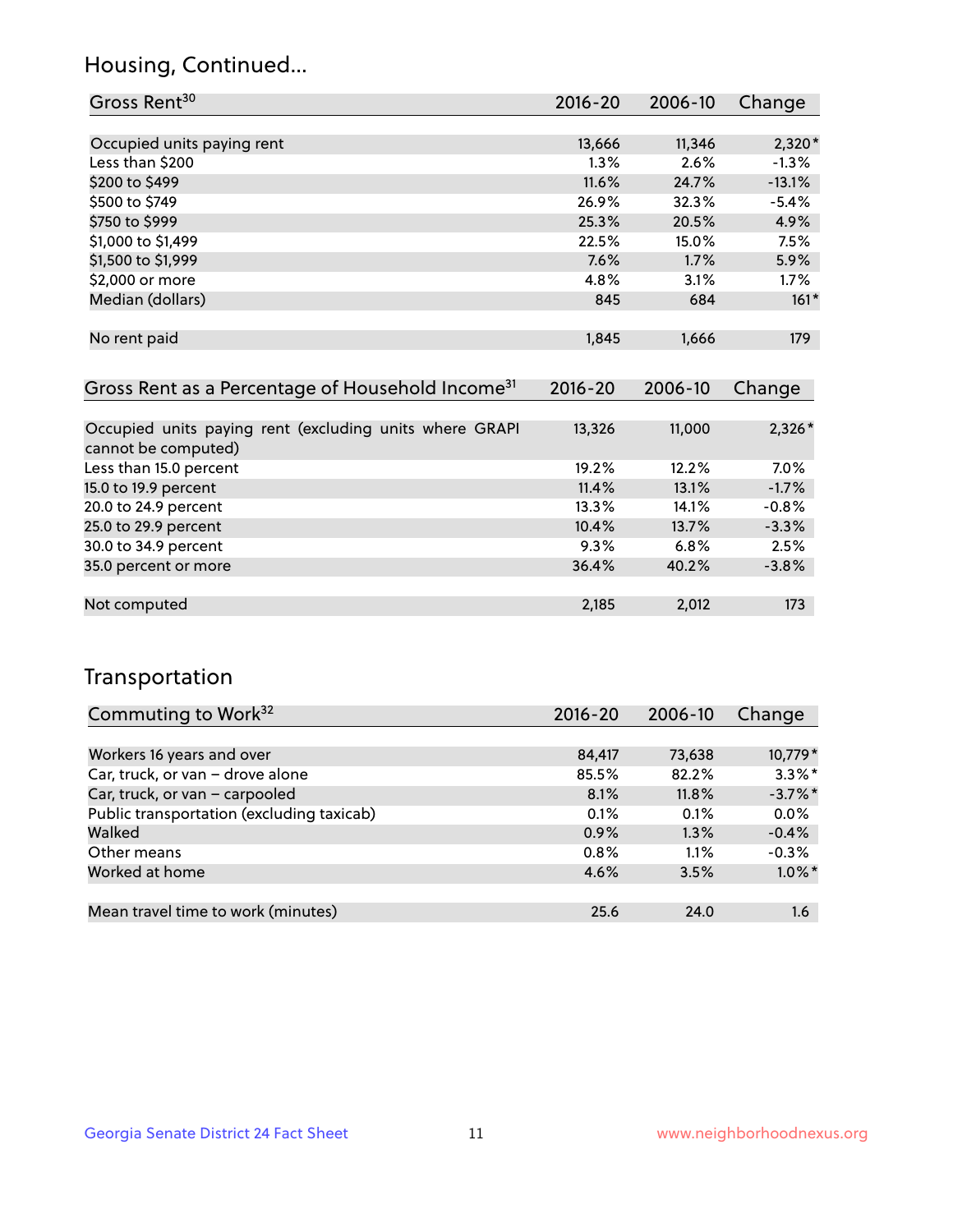## Housing, Continued...

| Gross Rent[30] | 2016-20 | 2006-10 | Change |
|---|---|---|---|
| Occupied units paying rent | 13,666 | 11,346 | 2,320* |
| Less than $200 | 1.3% | 2.6% | -1.3% |
| $200 to $499 | 11.6% | 24.7% | -13.1% |
| $500 to $749 | 26.9% | 32.3% | -5.4% |
| $750 to $999 | 25.3% | 20.5% | 4.9% |
| $1,000 to $1,499 | 22.5% | 15.0% | 7.5% |
| $1,500 to $1,999 | 7.6% | 1.7% | 5.9% |
| $2,000 or more | 4.8% | 3.1% | 1.7% |
| Median (dollars) | 845 | 684 | 161* |
| No rent paid | 1,845 | 1,666 | 179 |

| Gross Rent as a Percentage of Household Income[31] | 2016-20 | 2006-10 | Change |
|---|---|---|---|
| Occupied units paying rent (excluding units where GRAPI cannot be computed) | 13,326 | 11,000 | 2,326* |
| Less than 15.0 percent | 19.2% | 12.2% | 7.0% |
| 15.0 to 19.9 percent | 11.4% | 13.1% | -1.7% |
| 20.0 to 24.9 percent | 13.3% | 14.1% | -0.8% |
| 25.0 to 29.9 percent | 10.4% | 13.7% | -3.3% |
| 30.0 to 34.9 percent | 9.3% | 6.8% | 2.5% |
| 35.0 percent or more | 36.4% | 40.2% | -3.8% |
| Not computed | 2,185 | 2,012 | 173 |

## Transportation

| Commuting to Work[32] | 2016-20 | 2006-10 | Change |
|---|---|---|---|
| Workers 16 years and over | 84,417 | 73,638 | 10,779* |
| Car, truck, or van – drove alone | 85.5% | 82.2% | 3.3%* |
| Car, truck, or van – carpooled | 8.1% | 11.8% | -3.7%* |
| Public transportation (excluding taxicab) | 0.1% | 0.1% | 0.0% |
| Walked | 0.9% | 1.3% | -0.4% |
| Other means | 0.8% | 1.1% | -0.3% |
| Worked at home | 4.6% | 3.5% | 1.0%* |
| Mean travel time to work (minutes) | 25.6 | 24.0 | 1.6 |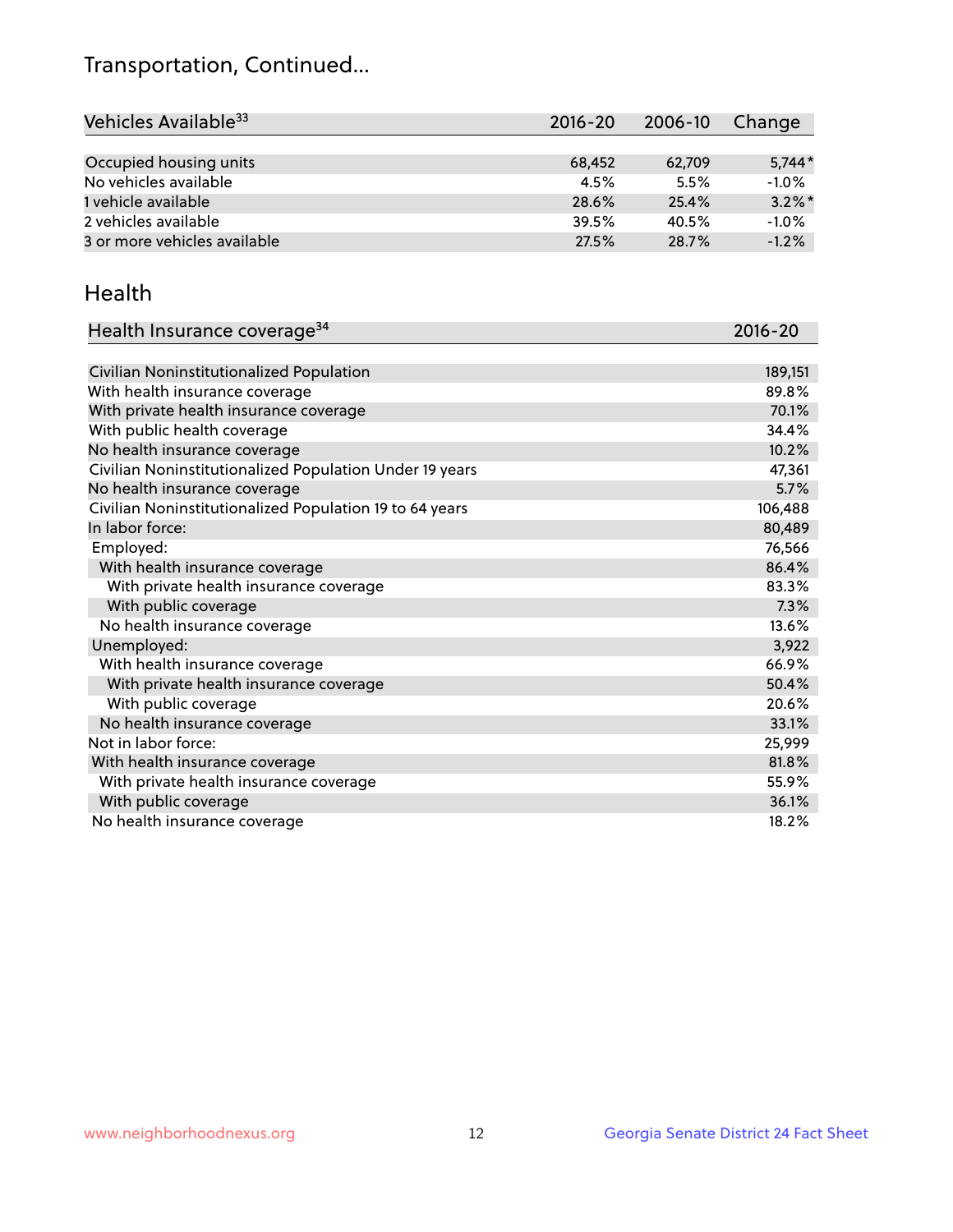## Transportation, Continued...

| Vehicles Available[33] | 2016-20 | 2006-10 | Change |
|---|---|---|---|
| Occupied housing units | 68,452 | 62,709 | 5,744* |
| No vehicles available | 4.5% | 5.5% | -1.0% |
| 1 vehicle available | 28.6% | 25.4% | 3.2%* |
| 2 vehicles available | 39.5% | 40.5% | -1.0% |
| 3 or more vehicles available | 27.5% | 28.7% | -1.2% |

## Health

| Health Insurance coverage[34] | 2016-20 |
|---|---|
| Civilian Noninstitutionalized Population | 189,151 |
| With health insurance coverage | 89.8% |
| With private health insurance coverage | 70.1% |
| With public health coverage | 34.4% |
| No health insurance coverage | 10.2% |
| Civilian Noninstitutionalized Population Under 19 years | 47,361 |
| No health insurance coverage | 5.7% |
| Civilian Noninstitutionalized Population 19 to 64 years | 106,488 |
| In labor force: | 80,489 |
| Employed: | 76,566 |
| With health insurance coverage | 86.4% |
| With private health insurance coverage | 83.3% |
| With public coverage | 7.3% |
| No health insurance coverage | 13.6% |
| Unemployed: | 3,922 |
| With health insurance coverage | 66.9% |
| With private health insurance coverage | 50.4% |
| With public coverage | 20.6% |
| No health insurance coverage | 33.1% |
| Not in labor force: | 25,999 |
| With health insurance coverage | 81.8% |
| With private health insurance coverage | 55.9% |
| With public coverage | 36.1% |
| No health insurance coverage | 18.2% |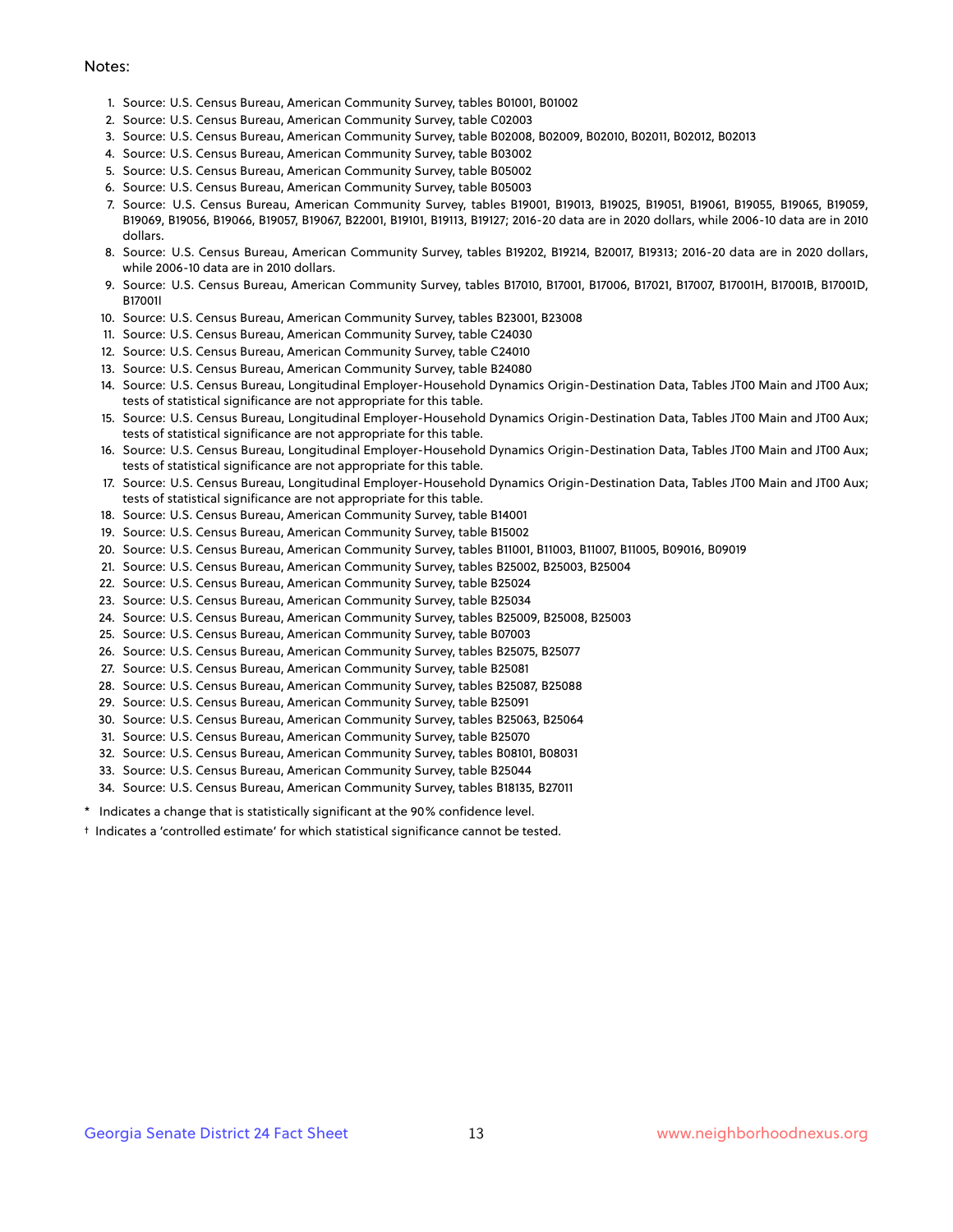Notes:

1. Source: U.S. Census Bureau, American Community Survey, tables B01001, B01002
2. Source: U.S. Census Bureau, American Community Survey, table C02003
3. Source: U.S. Census Bureau, American Community Survey, table B02008, B02009, B02010, B02011, B02012, B02013
4. Source: U.S. Census Bureau, American Community Survey, table B03002
5. Source: U.S. Census Bureau, American Community Survey, table B05002
6. Source: U.S. Census Bureau, American Community Survey, table B05003
7. Source: U.S. Census Bureau, American Community Survey, tables B19001, B19013, B19025, B19051, B19061, B19055, B19065, B19059, B19069, B19056, B19066, B19057, B19067, B22001, B19101, B19113, B19127; 2016-20 data are in 2020 dollars, while 2006-10 data are in 2010 dollars.
8. Source: U.S. Census Bureau, American Community Survey, tables B19202, B19214, B20017, B19313; 2016-20 data are in 2020 dollars, while 2006-10 data are in 2010 dollars.
9. Source: U.S. Census Bureau, American Community Survey, tables B17010, B17001, B17006, B17021, B17007, B17001H, B17001B, B17001D, B17001I
10. Source: U.S. Census Bureau, American Community Survey, tables B23001, B23008
11. Source: U.S. Census Bureau, American Community Survey, table C24030
12. Source: U.S. Census Bureau, American Community Survey, table C24010
13. Source: U.S. Census Bureau, American Community Survey, table B24080
14. Source: U.S. Census Bureau, Longitudinal Employer-Household Dynamics Origin-Destination Data, Tables JT00 Main and JT00 Aux; tests of statistical significance are not appropriate for this table.
15. Source: U.S. Census Bureau, Longitudinal Employer-Household Dynamics Origin-Destination Data, Tables JT00 Main and JT00 Aux; tests of statistical significance are not appropriate for this table.
16. Source: U.S. Census Bureau, Longitudinal Employer-Household Dynamics Origin-Destination Data, Tables JT00 Main and JT00 Aux; tests of statistical significance are not appropriate for this table.
17. Source: U.S. Census Bureau, Longitudinal Employer-Household Dynamics Origin-Destination Data, Tables JT00 Main and JT00 Aux; tests of statistical significance are not appropriate for this table.
18. Source: U.S. Census Bureau, American Community Survey, table B14001
19. Source: U.S. Census Bureau, American Community Survey, table B15002
20. Source: U.S. Census Bureau, American Community Survey, tables B11001, B11003, B11007, B11005, B09016, B09019
21. Source: U.S. Census Bureau, American Community Survey, tables B25002, B25003, B25004
22. Source: U.S. Census Bureau, American Community Survey, table B25024
23. Source: U.S. Census Bureau, American Community Survey, table B25034
24. Source: U.S. Census Bureau, American Community Survey, tables B25009, B25008, B25003
25. Source: U.S. Census Bureau, American Community Survey, table B07003
26. Source: U.S. Census Bureau, American Community Survey, tables B25075, B25077
27. Source: U.S. Census Bureau, American Community Survey, table B25081
28. Source: U.S. Census Bureau, American Community Survey, tables B25087, B25088
29. Source: U.S. Census Bureau, American Community Survey, table B25091
30. Source: U.S. Census Bureau, American Community Survey, tables B25063, B25064
31. Source: U.S. Census Bureau, American Community Survey, table B25070
32. Source: U.S. Census Bureau, American Community Survey, tables B08101, B08031
33. Source: U.S. Census Bureau, American Community Survey, table B25044
34. Source: U.S. Census Bureau, American Community Survey, tables B18135, B27011

\* Indicates a change that is statistically significant at the 90% confidence level.

† Indicates a 'controlled estimate' for which statistical significance cannot be tested.